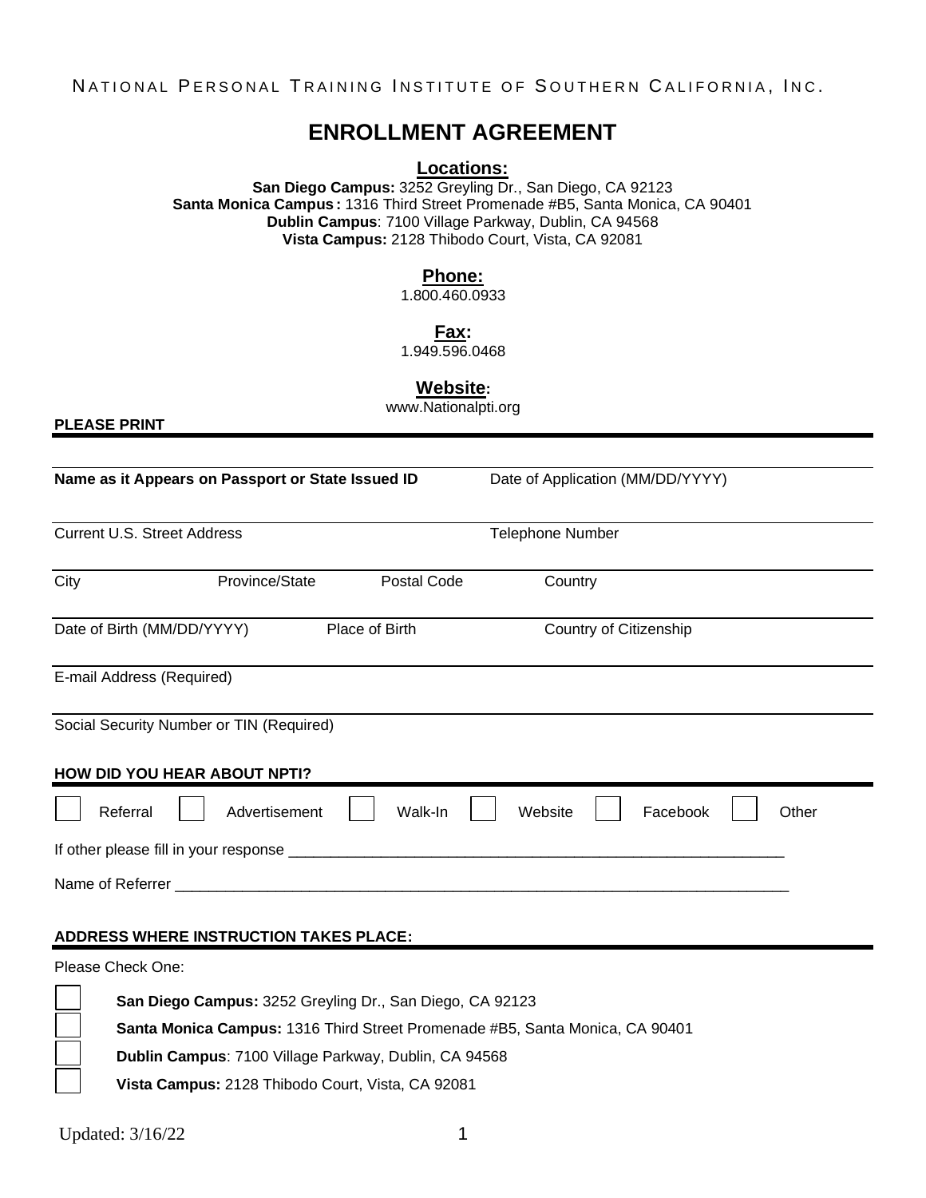NATIONAL PERSONAL TRAINING INSTITUTE OF SOUTHERN CALIFORNIA, INC.

# ENROLLMENT AGREEMENT

**Locations:**

**San Diego Campus:** 3252 Greyling Dr., San Diego, CA 92123
**Santa Monica Campus:** 1316 Third Street Promenade #B5, Santa Monica, CA 90401
**Dublin Campus**: 7100 Village Parkway, Dublin, CA 94568
**Vista Campus:** 2128 Thibodo Court, Vista, CA 92081

**Phone:**
1.800.460.0933

**Fax:**
1.949.596.0468

**Website:**
www.Nationalpti.org

**PLEASE PRINT**

**Name as it Appears on Passport or State Issued ID** — Date of Application (MM/DD/YYYY)

Current U.S. Street Address — Telephone Number

City — Province/State — Postal Code — Country

Date of Birth (MM/DD/YYYY) — Place of Birth — Country of Citizenship

E-mail Address (Required)

Social Security Number or TIN (Required)

**HOW DID YOU HEAR ABOUT NPTI?**

☐ Referral ☐ Advertisement ☐ Walk-In ☐ Website ☐ Facebook ☐ Other

If other please fill in your response ______________________________________________________________

Name of Referrer ______________________________________________________________________________

**ADDRESS WHERE INSTRUCTION TAKES PLACE:**

Please Check One:

☐ **San Diego Campus:** 3252 Greyling Dr., San Diego, CA 92123
☐ **Santa Monica Campus:** 1316 Third Street Promenade #B5, Santa Monica, CA 90401
☐ **Dublin Campus**: 7100 Village Parkway, Dublin, CA 94568
☐ **Vista Campus:** 2128 Thibodo Court, Vista, CA 92081

Updated: 3/16/22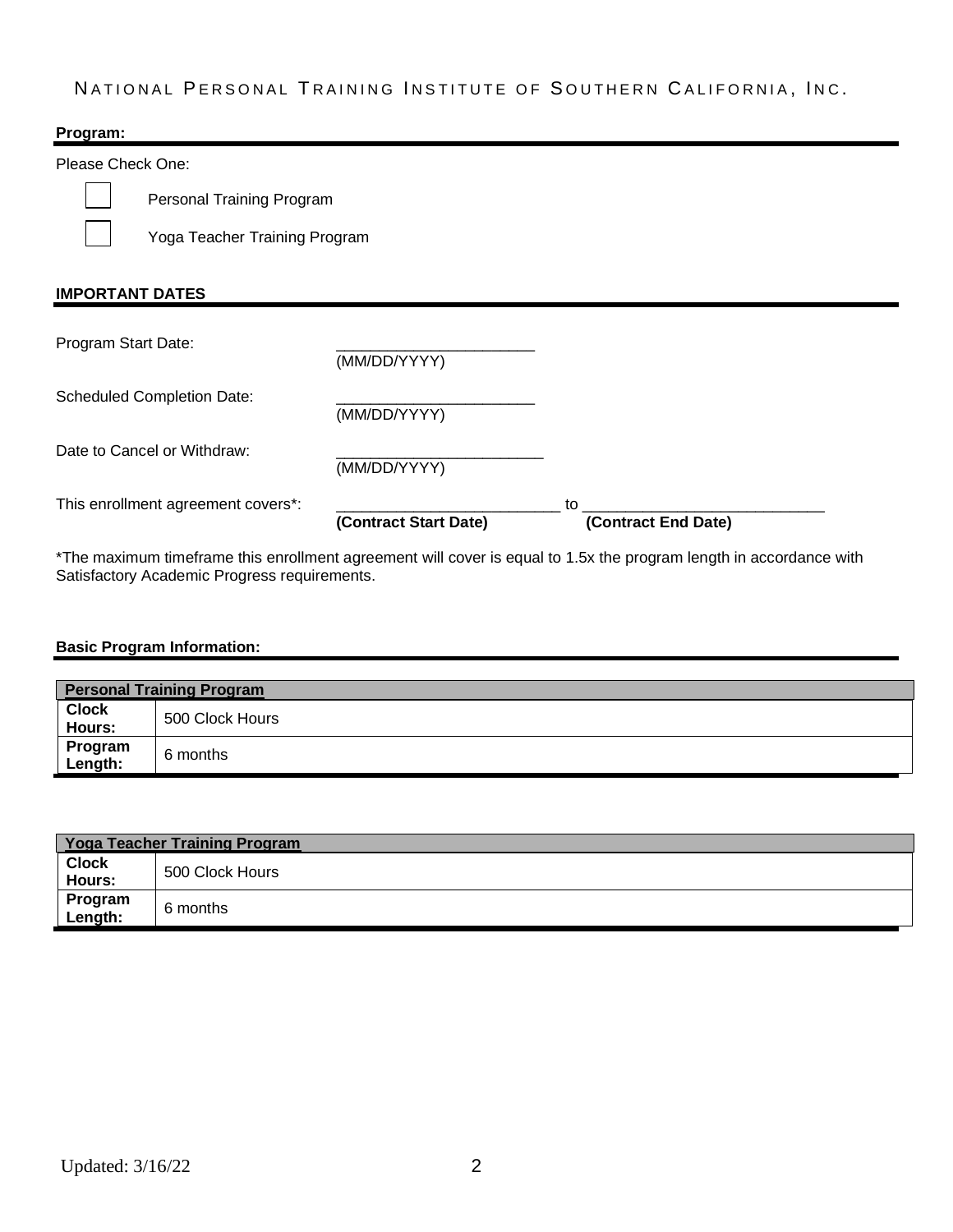NATIONAL PERSONAL TRAINING INSTITUTE OF SOUTHERN CALIFORNIA, INC.

**Program:**

Please Check One:

☐ Personal Training Program

☐ Yoga Teacher Training Program

**IMPORTANT DATES**

Program Start Date: _______________________ (MM/DD/YYYY)

Scheduled Completion Date: _______________________ (MM/DD/YYYY)

Date to Cancel or Withdraw: _______________________ (MM/DD/YYYY)

This enrollment agreement covers*: _________________________ to ___________________________
**(Contract Start Date)** **(Contract End Date)**

*The maximum timeframe this enrollment agreement will cover is equal to 1.5x the program length in accordance with Satisfactory Academic Progress requirements.

**Basic Program Information:**

| **Personal Training Program** | |
| --- | --- |
| **Clock Hours:** | 500 Clock Hours |
| **Program Length:** | 6 months |

| **Yoga Teacher Training Program** | |
| --- | --- |
| **Clock Hours:** | 500 Clock Hours |
| **Program Length:** | 6 months |

Updated: 3/16/22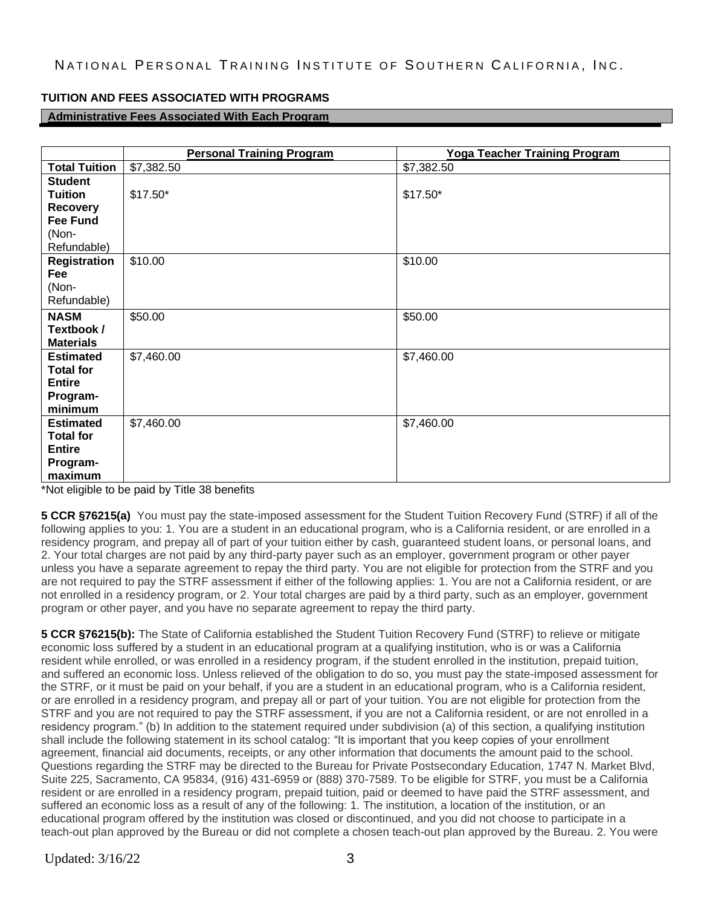## TUITION AND FEES ASSOCIATED WITH PROGRAMS

### Administrative Fees Associated With Each Program

| | Personal Training Program | Yoga Teacher Training Program |
|---|---|---|
| **Total Tuition** | $7,382.50 | $7,382.50 |
| **Student Tuition Recovery Fee Fund** (Non-Refundable) | $17.50* | $17.50* |
| **Registration Fee** (Non-Refundable) | $10.00 | $10.00 |
| **NASM Textbook / Materials** | $50.00 | $50.00 |
| **Estimated Total for Entire Program-minimum** | $7,460.00 | $7,460.00 |
| **Estimated Total for Entire Program-maximum** | $7,460.00 | $7,460.00 |

*Not eligible to be paid by Title 38 benefits

**5 CCR §76215(a)** You must pay the state-imposed assessment for the Student Tuition Recovery Fund (STRF) if all of the following applies to you: 1. You are a student in an educational program, who is a California resident, or are enrolled in a residency program, and prepay all of part of your tuition either by cash, guaranteed student loans, or personal loans, and 2. Your total charges are not paid by any third-party payer such as an employer, government program or other payer unless you have a separate agreement to repay the third party. You are not eligible for protection from the STRF and you are not required to pay the STRF assessment if either of the following applies: 1. You are not a California resident, or are not enrolled in a residency program, or 2. Your total charges are paid by a third party, such as an employer, government program or other payer, and you have no separate agreement to repay the third party.

**5 CCR §76215(b):** The State of California established the Student Tuition Recovery Fund (STRF) to relieve or mitigate economic loss suffered by a student in an educational program at a qualifying institution, who is or was a California resident while enrolled, or was enrolled in a residency program, if the student enrolled in the institution, prepaid tuition, and suffered an economic loss. Unless relieved of the obligation to do so, you must pay the state-imposed assessment for the STRF, or it must be paid on your behalf, if you are a student in an educational program, who is a California resident, or are enrolled in a residency program, and prepay all or part of your tuition. You are not eligible for protection from the STRF and you are not required to pay the STRF assessment, if you are not a California resident, or are not enrolled in a residency program." (b) In addition to the statement required under subdivision (a) of this section, a qualifying institution shall include the following statement in its school catalog: "It is important that you keep copies of your enrollment agreement, financial aid documents, receipts, or any other information that documents the amount paid to the school. Questions regarding the STRF may be directed to the Bureau for Private Postsecondary Education, 1747 N. Market Blvd, Suite 225, Sacramento, CA 95834, (916) 431-6959 or (888) 370-7589. To be eligible for STRF, you must be a California resident or are enrolled in a residency program, prepaid tuition, paid or deemed to have paid the STRF assessment, and suffered an economic loss as a result of any of the following: 1. The institution, a location of the institution, or an educational program offered by the institution was closed or discontinued, and you did not choose to participate in a teach-out plan approved by the Bureau or did not complete a chosen teach-out plan approved by the Bureau. 2. You were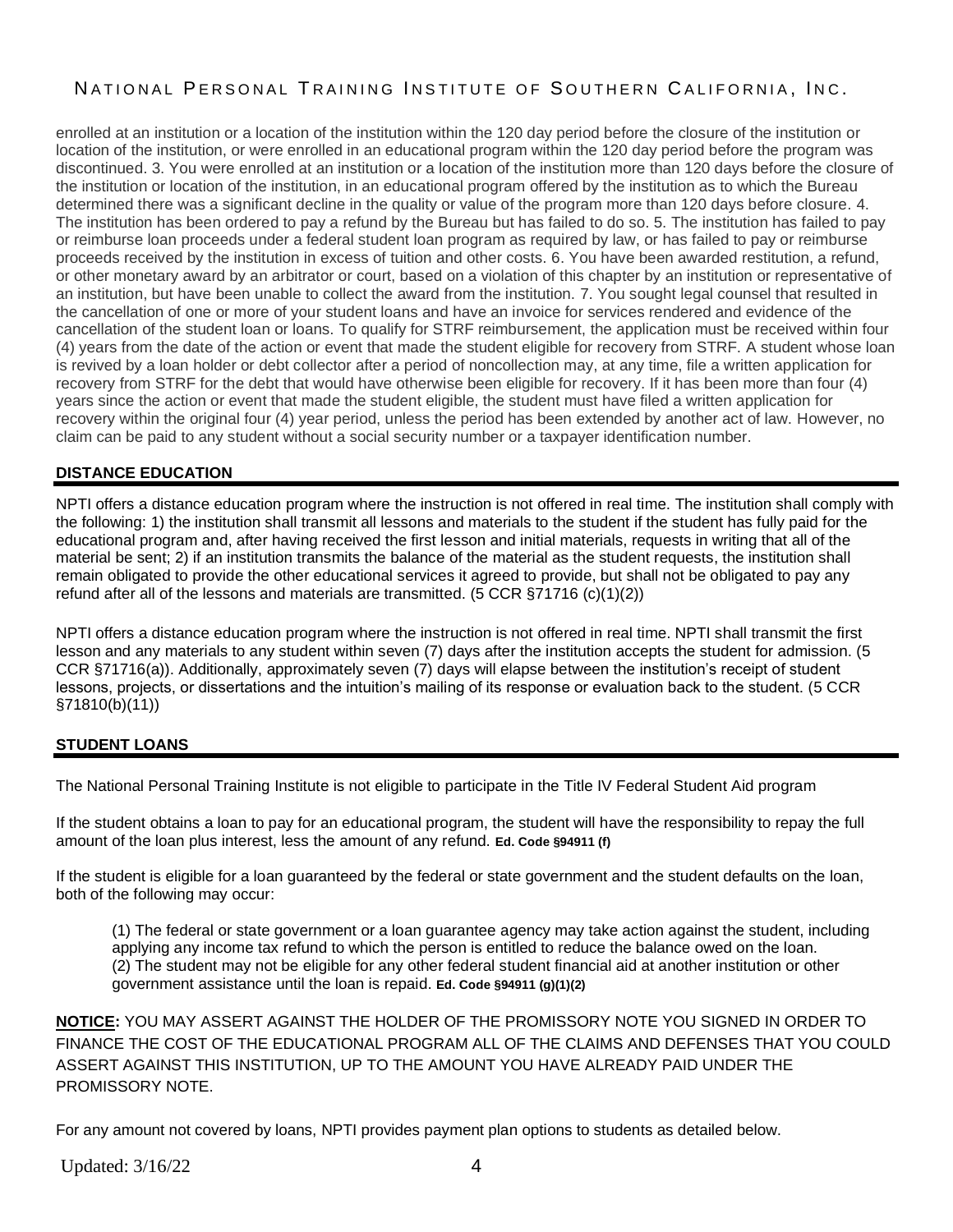enrolled at an institution or a location of the institution within the 120 day period before the closure of the institution or location of the institution, or were enrolled in an educational program within the 120 day period before the program was discontinued. 3. You were enrolled at an institution or a location of the institution more than 120 days before the closure of the institution or location of the institution, in an educational program offered by the institution as to which the Bureau determined there was a significant decline in the quality or value of the program more than 120 days before closure. 4. The institution has been ordered to pay a refund by the Bureau but has failed to do so. 5. The institution has failed to pay or reimburse loan proceeds under a federal student loan program as required by law, or has failed to pay or reimburse proceeds received by the institution in excess of tuition and other costs. 6. You have been awarded restitution, a refund, or other monetary award by an arbitrator or court, based on a violation of this chapter by an institution or representative of an institution, but have been unable to collect the award from the institution. 7. You sought legal counsel that resulted in the cancellation of one or more of your student loans and have an invoice for services rendered and evidence of the cancellation of the student loan or loans. To qualify for STRF reimbursement, the application must be received within four (4) years from the date of the action or event that made the student eligible for recovery from STRF. A student whose loan is revived by a loan holder or debt collector after a period of noncollection may, at any time, file a written application for recovery from STRF for the debt that would have otherwise been eligible for recovery. If it has been more than four (4) years since the action or event that made the student eligible, the student must have filed a written application for recovery within the original four (4) year period, unless the period has been extended by another act of law. However, no claim can be paid to any student without a social security number or a taxpayer identification number.

## DISTANCE EDUCATION

NPTI offers a distance education program where the instruction is not offered in real time. The institution shall comply with the following: 1) the institution shall transmit all lessons and materials to the student if the student has fully paid for the educational program and, after having received the first lesson and initial materials, requests in writing that all of the material be sent; 2) if an institution transmits the balance of the material as the student requests, the institution shall remain obligated to provide the other educational services it agreed to provide, but shall not be obligated to pay any refund after all of the lessons and materials are transmitted. (5 CCR §71716 (c)(1)(2))

NPTI offers a distance education program where the instruction is not offered in real time. NPTI shall transmit the first lesson and any materials to any student within seven (7) days after the institution accepts the student for admission. (5 CCR §71716(a)). Additionally, approximately seven (7) days will elapse between the institution's receipt of student lessons, projects, or dissertations and the intuition's mailing of its response or evaluation back to the student. (5 CCR §71810(b)(11))

## STUDENT LOANS

The National Personal Training Institute is not eligible to participate in the Title IV Federal Student Aid program

If the student obtains a loan to pay for an educational program, the student will have the responsibility to repay the full amount of the loan plus interest, less the amount of any refund. **Ed. Code §94911 (f)**

If the student is eligible for a loan guaranteed by the federal or state government and the student defaults on the loan, both of the following may occur:

> (1) The federal or state government or a loan guarantee agency may take action against the student, including applying any income tax refund to which the person is entitled to reduce the balance owed on the loan.
> (2) The student may not be eligible for any other federal student financial aid at another institution or other government assistance until the loan is repaid. **Ed. Code §94911 (g)(1)(2)**

**NOTICE:** YOU MAY ASSERT AGAINST THE HOLDER OF THE PROMISSORY NOTE YOU SIGNED IN ORDER TO FINANCE THE COST OF THE EDUCATIONAL PROGRAM ALL OF THE CLAIMS AND DEFENSES THAT YOU COULD ASSERT AGAINST THIS INSTITUTION, UP TO THE AMOUNT YOU HAVE ALREADY PAID UNDER THE PROMISSORY NOTE.

For any amount not covered by loans, NPTI provides payment plan options to students as detailed below.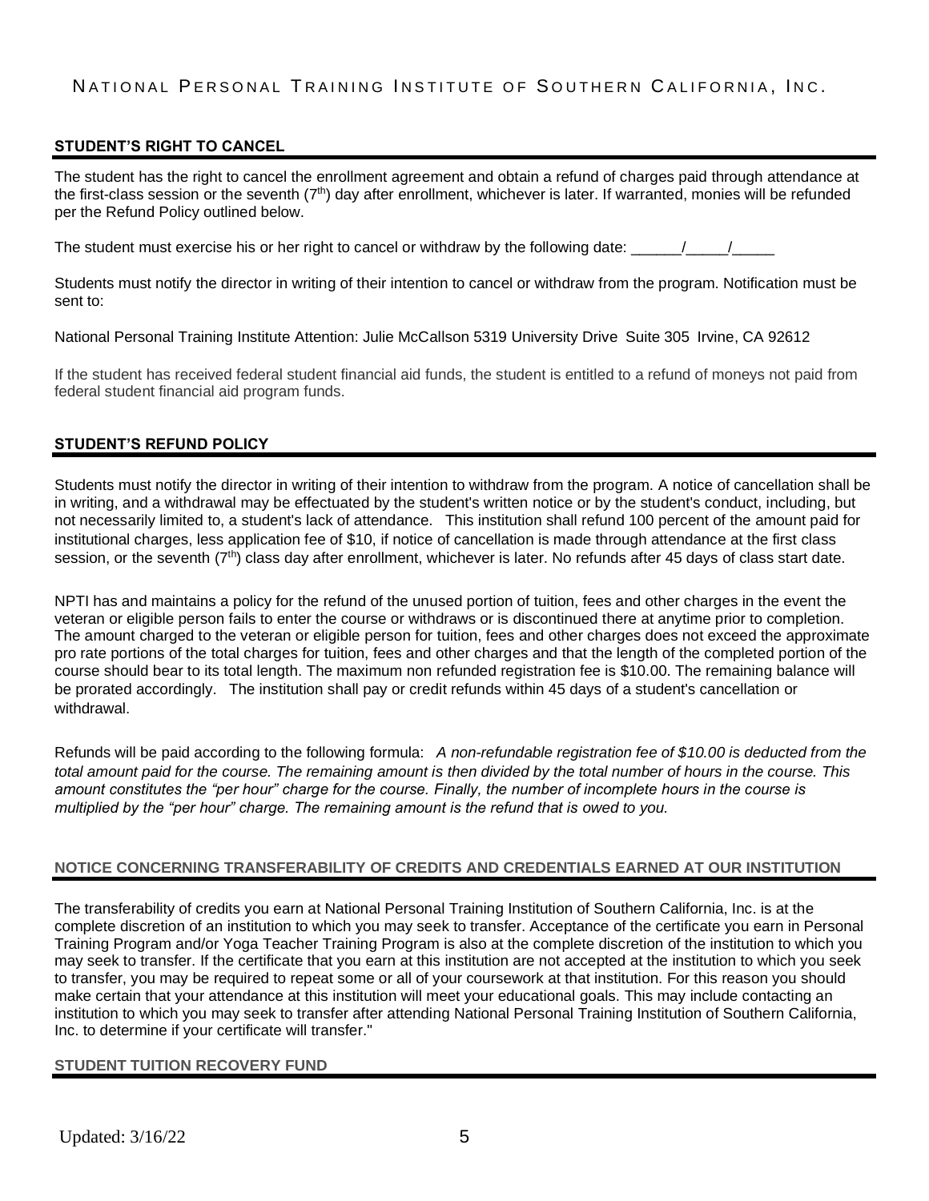NATIONAL PERSONAL TRAINING INSTITUTE OF SOUTHERN CALIFORNIA, INC.

## STUDENT'S RIGHT TO CANCEL

The student has the right to cancel the enrollment agreement and obtain a refund of charges paid through attendance at the first-class session or the seventh (7th) day after enrollment, whichever is later. If warranted, monies will be refunded per the Refund Policy outlined below.

The student must exercise his or her right to cancel or withdraw by the following date: ______/_____/_____

Students must notify the director in writing of their intention to cancel or withdraw from the program. Notification must be sent to:

National Personal Training Institute Attention: Julie McCallson 5319 University Drive Suite 305 Irvine, CA 92612

If the student has received federal student financial aid funds, the student is entitled to a refund of moneys not paid from federal student financial aid program funds.

## STUDENT'S REFUND POLICY

Students must notify the director in writing of their intention to withdraw from the program. A notice of cancellation shall be in writing, and a withdrawal may be effectuated by the student's written notice or by the student's conduct, including, but not necessarily limited to, a student's lack of attendance. This institution shall refund 100 percent of the amount paid for institutional charges, less application fee of $10, if notice of cancellation is made through attendance at the first class session, or the seventh (7th) class day after enrollment, whichever is later. No refunds after 45 days of class start date.

NPTI has and maintains a policy for the refund of the unused portion of tuition, fees and other charges in the event the veteran or eligible person fails to enter the course or withdraws or is discontinued there at anytime prior to completion. The amount charged to the veteran or eligible person for tuition, fees and other charges does not exceed the approximate pro rate portions of the total charges for tuition, fees and other charges and that the length of the completed portion of the course should bear to its total length. The maximum non refunded registration fee is $10.00. The remaining balance will be prorated accordingly. The institution shall pay or credit refunds within 45 days of a student's cancellation or withdrawal.

Refunds will be paid according to the following formula: *A non-refundable registration fee of $10.00 is deducted from the total amount paid for the course. The remaining amount is then divided by the total number of hours in the course. This amount constitutes the "per hour" charge for the course. Finally, the number of incomplete hours in the course is multiplied by the "per hour" charge. The remaining amount is the refund that is owed to you.*

## NOTICE CONCERNING TRANSFERABILITY OF CREDITS AND CREDENTIALS EARNED AT OUR INSTITUTION

The transferability of credits you earn at National Personal Training Institution of Southern California, Inc. is at the complete discretion of an institution to which you may seek to transfer. Acceptance of the certificate you earn in Personal Training Program and/or Yoga Teacher Training Program is also at the complete discretion of the institution to which you may seek to transfer. If the certificate that you earn at this institution are not accepted at the institution to which you seek to transfer, you may be required to repeat some or all of your coursework at that institution. For this reason you should make certain that your attendance at this institution will meet your educational goals. This may include contacting an institution to which you may seek to transfer after attending National Personal Training Institution of Southern California, Inc. to determine if your certificate will transfer."

## STUDENT TUITION RECOVERY FUND

Updated: 3/16/22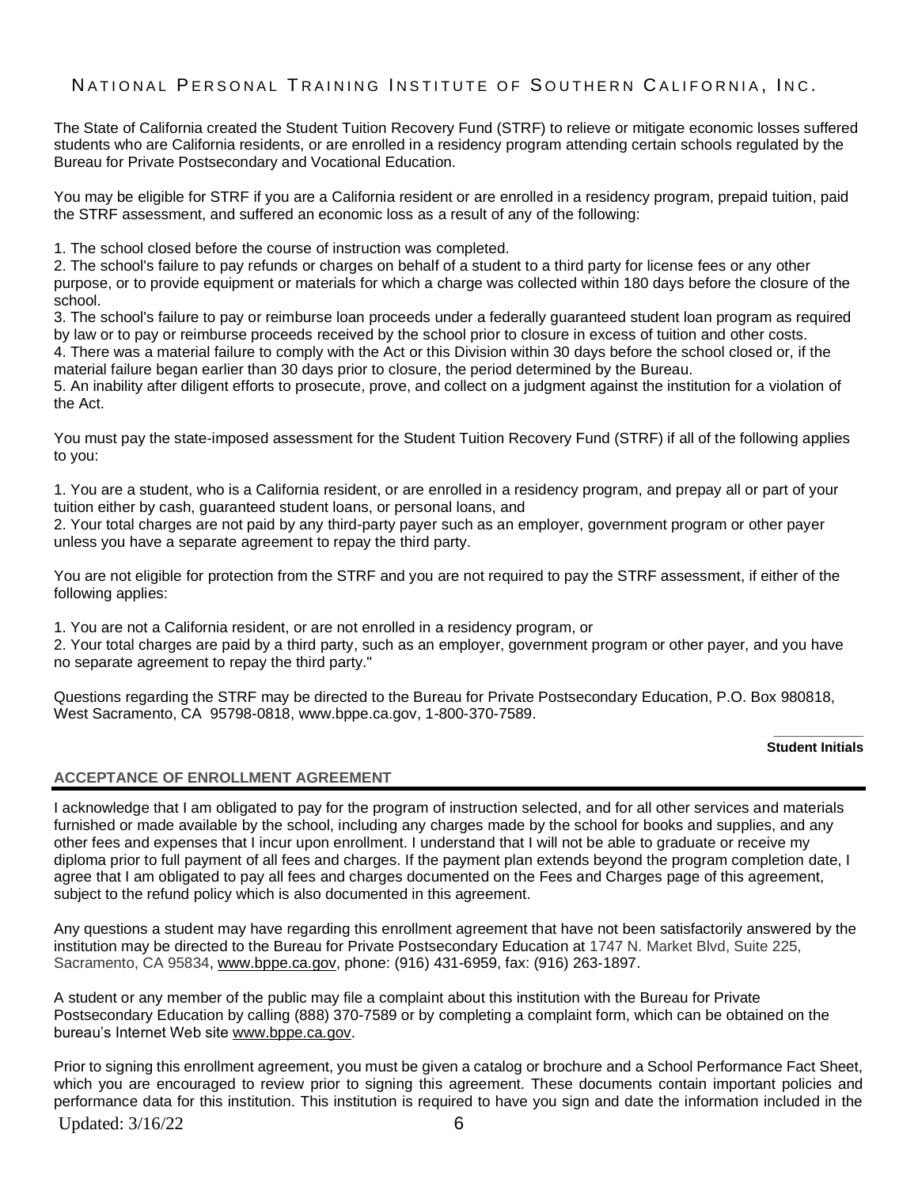The State of California created the Student Tuition Recovery Fund (STRF) to relieve or mitigate economic losses suffered students who are California residents, or are enrolled in a residency program attending certain schools regulated by the Bureau for Private Postsecondary and Vocational Education.

You may be eligible for STRF if you are a California resident or are enrolled in a residency program, prepaid tuition, paid the STRF assessment, and suffered an economic loss as a result of any of the following:

1. The school closed before the course of instruction was completed.
2. The school's failure to pay refunds or charges on behalf of a student to a third party for license fees or any other purpose, or to provide equipment or materials for which a charge was collected within 180 days before the closure of the school.
3. The school's failure to pay or reimburse loan proceeds under a federally guaranteed student loan program as required by law or to pay or reimburse proceeds received by the school prior to closure in excess of tuition and other costs.
4. There was a material failure to comply with the Act or this Division within 30 days before the school closed or, if the material failure began earlier than 30 days prior to closure, the period determined by the Bureau.
5. An inability after diligent efforts to prosecute, prove, and collect on a judgment against the institution for a violation of the Act.

You must pay the state-imposed assessment for the Student Tuition Recovery Fund (STRF) if all of the following applies to you:

1. You are a student, who is a California resident, or are enrolled in a residency program, and prepay all or part of your tuition either by cash, guaranteed student loans, or personal loans, and
2. Your total charges are not paid by any third-party payer such as an employer, government program or other payer unless you have a separate agreement to repay the third party.

You are not eligible for protection from the STRF and you are not required to pay the STRF assessment, if either of the following applies:

1. You are not a California resident, or are not enrolled in a residency program, or
2. Your total charges are paid by a third party, such as an employer, government program or other payer, and you have no separate agreement to repay the third party."

Questions regarding the STRF may be directed to the Bureau for Private Postsecondary Education, P.O. Box 980818, West Sacramento, CA 95798-0818, www.bppe.ca.gov, 1-800-370-7589.

\_\_\_\_\_\_\_\_\_\_\_
**Student Initials**

## ACCEPTANCE OF ENROLLMENT AGREEMENT

I acknowledge that I am obligated to pay for the program of instruction selected, and for all other services and materials furnished or made available by the school, including any charges made by the school for books and supplies, and any other fees and expenses that I incur upon enrollment. I understand that I will not be able to graduate or receive my diploma prior to full payment of all fees and charges. If the payment plan extends beyond the program completion date, I agree that I am obligated to pay all fees and charges documented on the Fees and Charges page of this agreement, subject to the refund policy which is also documented in this agreement.

Any questions a student may have regarding this enrollment agreement that have not been satisfactorily answered by the institution may be directed to the Bureau for Private Postsecondary Education at 1747 N. Market Blvd, Suite 225, Sacramento, CA 95834, www.bppe.ca.gov, phone: (916) 431-6959, fax: (916) 263-1897.

A student or any member of the public may file a complaint about this institution with the Bureau for Private Postsecondary Education by calling (888) 370-7589 or by completing a complaint form, which can be obtained on the bureau's Internet Web site www.bppe.ca.gov.

Prior to signing this enrollment agreement, you must be given a catalog or brochure and a School Performance Fact Sheet, which you are encouraged to review prior to signing this agreement. These documents contain important policies and performance data for this institution. This institution is required to have you sign and date the information included in the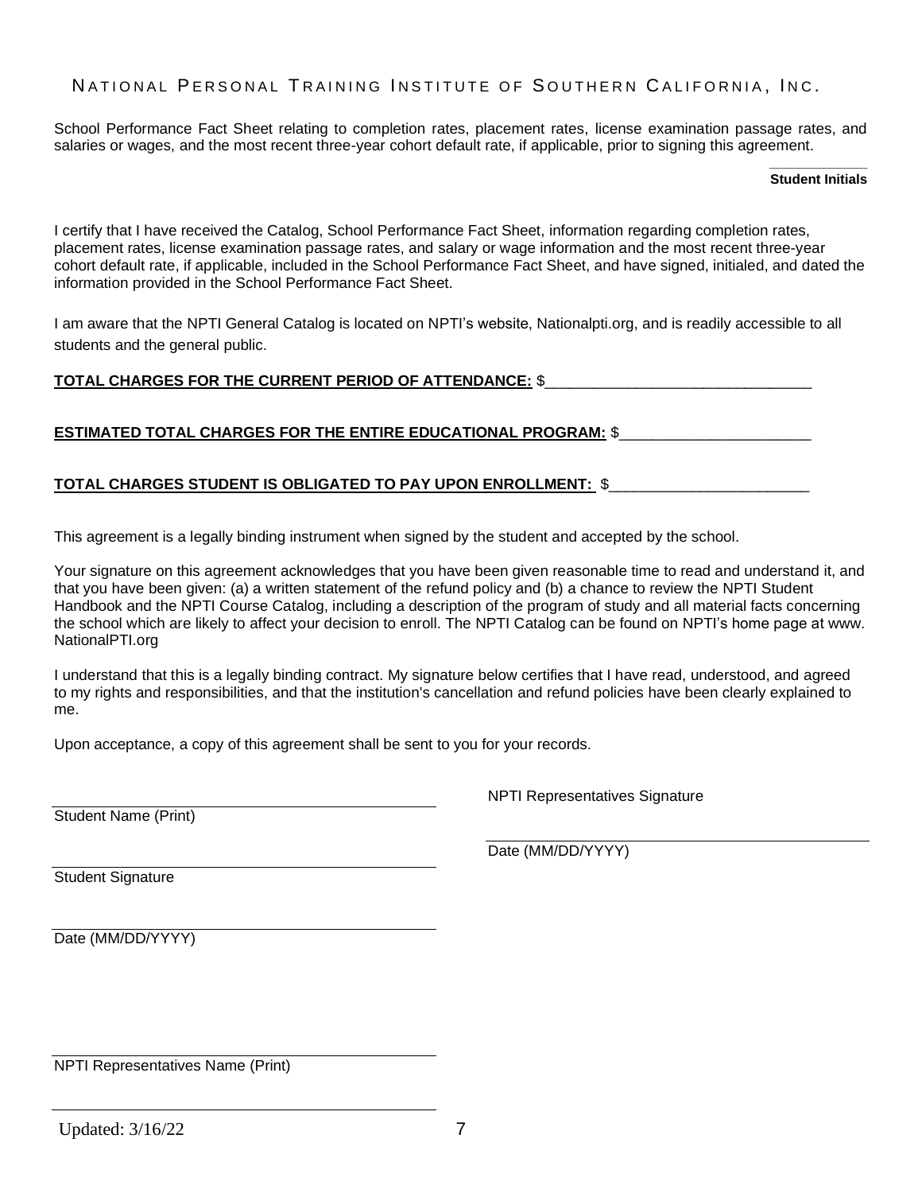School Performance Fact Sheet relating to completion rates, placement rates, license examination passage rates, and salaries or wages, and the most recent three-year cohort default rate, if applicable, prior to signing this agreement.

\_\_\_\_\_\_\_\_\_\_\_\_
**Student Initials**

I certify that I have received the Catalog, School Performance Fact Sheet, information regarding completion rates, placement rates, license examination passage rates, and salary or wage information and the most recent three-year cohort default rate, if applicable, included in the School Performance Fact Sheet, and have signed, initialed, and dated the information provided in the School Performance Fact Sheet.

I am aware that the NPTI General Catalog is located on NPTI's website, Nationalpti.org, and is readily accessible to all students and the general public.

**TOTAL CHARGES FOR THE CURRENT PERIOD OF ATTENDANCE:** $\_\_\_\_\_\_\_\_\_\_\_\_\_\_\_\_\_\_\_\_\_\_\_\_\_\_\_\_\_\_

**ESTIMATED TOTAL CHARGES FOR THE ENTIRE EDUCATIONAL PROGRAM:** $\_\_\_\_\_\_\_\_\_\_\_\_\_\_\_\_\_\_\_\_\_\_

**TOTAL CHARGES STUDENT IS OBLIGATED TO PAY UPON ENROLLMENT:** $\_\_\_\_\_\_\_\_\_\_\_\_\_\_\_\_\_\_\_\_\_\_\_

This agreement is a legally binding instrument when signed by the student and accepted by the school.

Your signature on this agreement acknowledges that you have been given reasonable time to read and understand it, and that you have been given: (a) a written statement of the refund policy and (b) a chance to review the NPTI Student Handbook and the NPTI Course Catalog, including a description of the program of study and all material facts concerning the school which are likely to affect your decision to enroll. The NPTI Catalog can be found on NPTI's home page at www. NationalPTI.org

I understand that this is a legally binding contract. My signature below certifies that I have read, understood, and agreed to my rights and responsibilities, and that the institution's cancellation and refund policies have been clearly explained to me.

Upon acceptance, a copy of this agreement shall be sent to you for your records.

\_\_\_\_\_\_\_\_\_\_\_\_\_\_\_\_\_\_\_\_\_\_\_\_\_\_\_\_\_\_\_\_\_\_\_\_
Student Name (Print)

\_\_\_\_\_\_\_\_\_\_\_\_\_\_\_\_\_\_\_\_\_\_\_\_\_\_\_\_\_\_\_\_\_\_\_\_
Student Signature

\_\_\_\_\_\_\_\_\_\_\_\_\_\_\_\_\_\_\_\_\_\_\_\_\_\_\_\_\_\_\_\_\_\_\_\_
Date (MM/DD/YYYY)

\_\_\_\_\_\_\_\_\_\_\_\_\_\_\_\_\_\_\_\_\_\_\_\_\_\_\_\_\_\_\_\_\_\_\_\_
NPTI Representatives Name (Print)

\_\_\_\_\_\_\_\_\_\_\_\_\_\_\_\_\_\_\_\_\_\_\_\_\_\_\_\_\_\_\_\_\_\_\_\_

NPTI Representatives Signature

\_\_\_\_\_\_\_\_\_\_\_\_\_\_\_\_\_\_\_\_\_\_\_\_\_\_\_\_\_\_\_\_\_\_\_\_
Date (MM/DD/YYYY)

Updated: 3/16/22